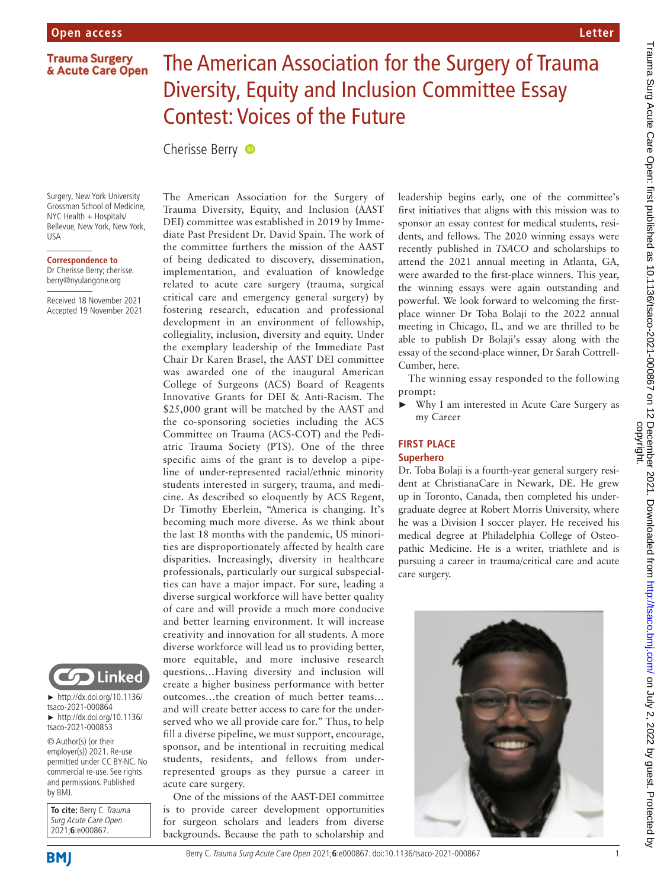Open access

Letter

Trauma Surgery & Acute Care Open

# The American Association for the Surgery of Trauma Diversity, Equity and Inclusion Committee Essay Contest: Voices of the Future

Cherisse Berry

Surgery, New York University Grossman School of Medicine, NYC Health + Hospitals/ Bellevue, New York, New York, USA

**Correspondence to**
Dr Cherisse Berry; cherisse.berry@nyulangone.org

Received 18 November 2021
Accepted 19 November 2021

Linked

► http://dx.doi.org/10.1136/tsaco-2021-000864
► http://dx.doi.org/10.1136/tsaco-2021-000853

© Author(s) (or their employer(s)) 2021. Re-use permitted under CC BY-NC. No commercial re-use. See rights and permissions. Published by BMJ.

**To cite:** Berry C. *Trauma Surg Acute Care Open* 2021;**6**:e000867.

The American Association for the Surgery of Trauma Diversity, Equity, and Inclusion (AAST DEI) committee was established in 2019 by Immediate Past President Dr. David Spain. The work of the committee furthers the mission of the AAST of being dedicated to discovery, dissemination, implementation, and evaluation of knowledge related to acute care surgery (trauma, surgical critical care and emergency general surgery) by fostering research, education and professional development in an environment of fellowship, collegiality, inclusion, diversity and equity. Under the exemplary leadership of the Immediate Past Chair Dr Karen Brasel, the AAST DEI committee was awarded one of the inaugural American College of Surgeons (ACS) Board of Regents Innovative Grants for DEI & Anti-Racism. The $25,000 grant will be matched by the AAST and the co-sponsoring societies including the ACS Committee on Trauma (ACS-COT) and the Pediatric Trauma Society (PTS). One of the three specific aims of the grant is to develop a pipeline of under-represented racial/ethnic minority students interested in surgery, trauma, and medicine. As described so eloquently by ACS Regent, Dr Timothy Eberlein, "America is changing. It's becoming much more diverse. As we think about the last 18 months with the pandemic, US minorities are disproportionately affected by health care disparities. Increasingly, diversity in healthcare professionals, particularly our surgical subspecialties can have a major impact. For sure, leading a diverse surgical workforce will have better quality of care and will provide a much more conducive and better learning environment. It will increase creativity and innovation for all students. A more diverse workforce will lead us to providing better, more equitable, and more inclusive research questions…Having diversity and inclusion will create a higher business performance with better outcomes…the creation of much better teams… and will create better access to care for the underserved who we all provide care for." Thus, to help fill a diverse pipeline, we must support, encourage, sponsor, and be intentional in recruiting medical students, residents, and fellows from under-represented groups as they pursue a career in acute care surgery.

One of the missions of the AAST-DEI committee is to provide career development opportunities for surgeon scholars and leaders from diverse backgrounds. Because the path to scholarship and leadership begins early, one of the committee's first initiatives that aligns with this mission was to sponsor an essay contest for medical students, residents, and fellows. The 2020 winning essays were recently published in *TSACO* and scholarships to attend the 2021 annual meeting in Atlanta, GA, were awarded to the first-place winners. This year, the winning essays were again outstanding and powerful. We look forward to welcoming the first-place winner Dr Toba Bolaji to the 2022 annual meeting in Chicago, IL, and we are thrilled to be able to publish Dr Bolaji's essay along with the essay of the second-place winner, Dr Sarah Cottrell-Cumber, here.

The winning essay responded to the following prompt:

► Why I am interested in Acute Care Surgery as my Career

## FIRST PLACE

### Superhero

Dr. Toba Bolaji is a fourth-year general surgery resident at ChristianaCare in Newark, DE. He grew up in Toronto, Canada, then completed his undergraduate degree at Robert Morris University, where he was a Division I soccer player. He received his medical degree at Philadelphia College of Osteopathic Medicine. He is a writer, triathlete and is pursuing a career in trauma/critical care and acute care surgery.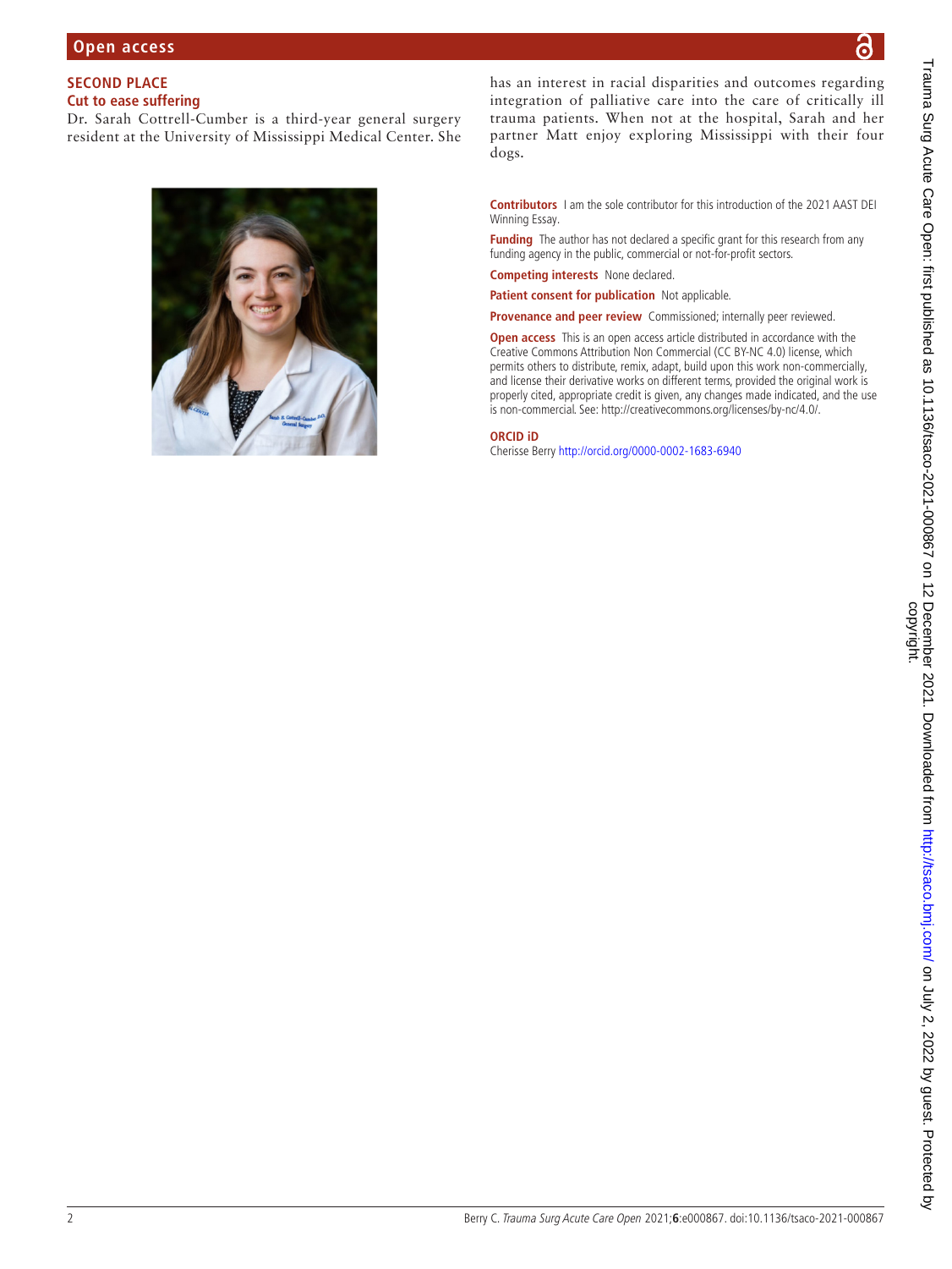## SECOND PLACE

### Cut to ease suffering

Dr. Sarah Cottrell-Cumber is a third-year general surgery resident at the University of Mississippi Medical Center. She has an interest in racial disparities and outcomes regarding integration of palliative care into the care of critically ill trauma patients. When not at the hospital, Sarah and her partner Matt enjoy exploring Mississippi with their four dogs.

**Contributors** I am the sole contributor for this introduction of the 2021 AAST DEI Winning Essay.

**Funding** The author has not declared a specific grant for this research from any funding agency in the public, commercial or not-for-profit sectors.

**Competing interests** None declared.

**Patient consent for publication** Not applicable.

**Provenance and peer review** Commissioned; internally peer reviewed.

**Open access** This is an open access article distributed in accordance with the Creative Commons Attribution Non Commercial (CC BY-NC 4.0) license, which permits others to distribute, remix, adapt, build upon this work non-commercially, and license their derivative works on different terms, provided the original work is properly cited, appropriate credit is given, any changes made indicated, and the use is non-commercial. See: http://creativecommons.org/licenses/by-nc/4.0/.

**ORCID iD**

Cherisse Berry http://orcid.org/0000-0002-1683-6940